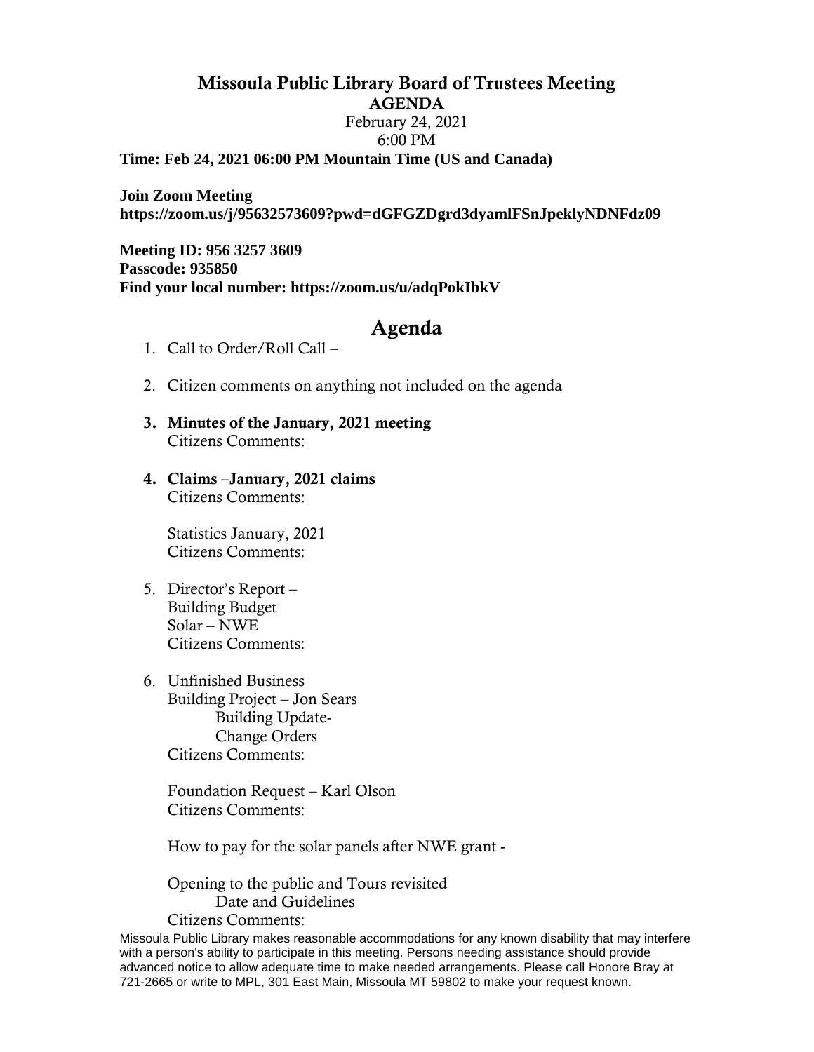# Missoula Public Library Board of Trustees Meeting

**AGENDA**

February 24, 2021

6:00 PM

**Time: Feb 24, 2021 06:00 PM Mountain Time (US and Canada)**

**Join Zoom Meeting**
**https://zoom.us/j/95632573609?pwd=dGFGZDgrd3dyamlFSnJpeklyNDNFdz09**

**Meeting ID: 956 3257 3609**
**Passcode: 935850**
**Find your local number: https://zoom.us/u/adqPokIbkV**

## Agenda

1. Call to Order/Roll Call –

2. Citizen comments on anything not included on the agenda

3. **Minutes of the January, 2021 meeting**
   Citizens Comments:

4. **Claims –January, 2021 claims**
   Citizens Comments:

   Statistics January, 2021
   Citizens Comments:

5. Director's Report –
   Building Budget
   Solar – NWE
   Citizens Comments:

6. Unfinished Business
   Building Project – Jon Sears
      Building Update-
      Change Orders
   Citizens Comments:

   Foundation Request – Karl Olson
   Citizens Comments:

   How to pay for the solar panels after NWE grant -

   Opening to the public and Tours revisited
      Date and Guidelines
   Citizens Comments:

Missoula Public Library makes reasonable accommodations for any known disability that may interfere with a person's ability to participate in this meeting. Persons needing assistance should provide advanced notice to allow adequate time to make needed arrangements. Please call Honore Bray at 721-2665 or write to MPL, 301 East Main, Missoula MT 59802 to make your request known.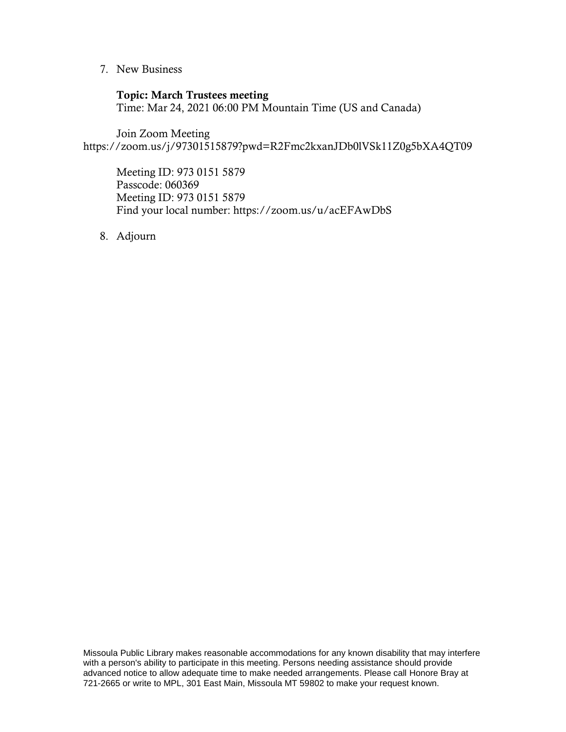7. New Business

   **Topic: March Trustees meeting**
   Time: Mar 24, 2021 06:00 PM Mountain Time (US and Canada)

   Join Zoom Meeting
   https://zoom.us/j/97301515879?pwd=R2Fmc2kxanJDb0lVSk11Z0g5bXA4QT09

   Meeting ID: 973 0151 5879
   Passcode: 060369
   Meeting ID: 973 0151 5879
   Find your local number: https://zoom.us/u/acEFAwDbS

8. Adjourn

Missoula Public Library makes reasonable accommodations for any known disability that may interfere with a person's ability to participate in this meeting. Persons needing assistance should provide advanced notice to allow adequate time to make needed arrangements. Please call Honore Bray at 721-2665 or write to MPL, 301 East Main, Missoula MT 59802 to make your request known.